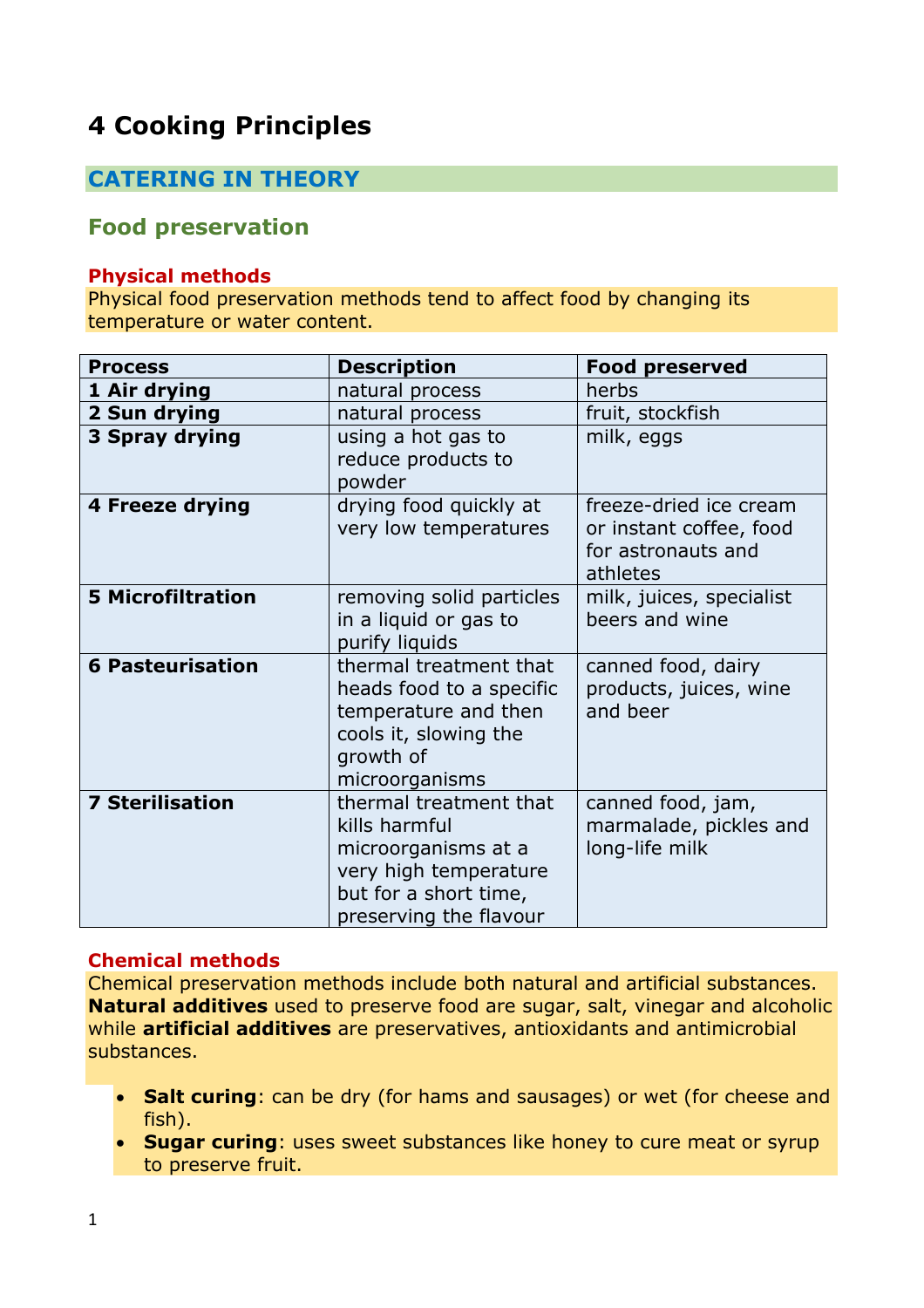# 4 Cooking Principles

## CATERING IN THEORY

## Food preservation

### Physical methods

Physical food preservation methods tend to affect food by changing its temperature or water content.

| Process | Description | Food preserved |
|---|---|---|
| **1 Air drying** | natural process | herbs |
| **2 Sun drying** | natural process | fruit, stockfish |
| **3 Spray drying** | using a hot gas to reduce products to powder | milk, eggs |
| **4 Freeze drying** | drying food quickly at very low temperatures | freeze-dried ice cream or instant coffee, food for astronauts and athletes |
| **5 Microfiltration** | removing solid particles in a liquid or gas to purify liquids | milk, juices, specialist beers and wine |
| **6 Pasteurisation** | thermal treatment that heads food to a specific temperature and then cools it, slowing the growth of microorganisms | canned food, dairy products, juices, wine and beer |
| **7 Sterilisation** | thermal treatment that kills harmful microorganisms at a very high temperature but for a short time, preserving the flavour | canned food, jam, marmalade, pickles and long-life milk |

### Chemical methods

Chemical preservation methods include both natural and artificial substances. **Natural additives** used to preserve food are sugar, salt, vinegar and alcoholic while **artificial additives** are preservatives, antioxidants and antimicrobial substances.

- **Salt curing**: can be dry (for hams and sausages) or wet (for cheese and fish).
- **Sugar curing**: uses sweet substances like honey to cure meat or syrup to preserve fruit.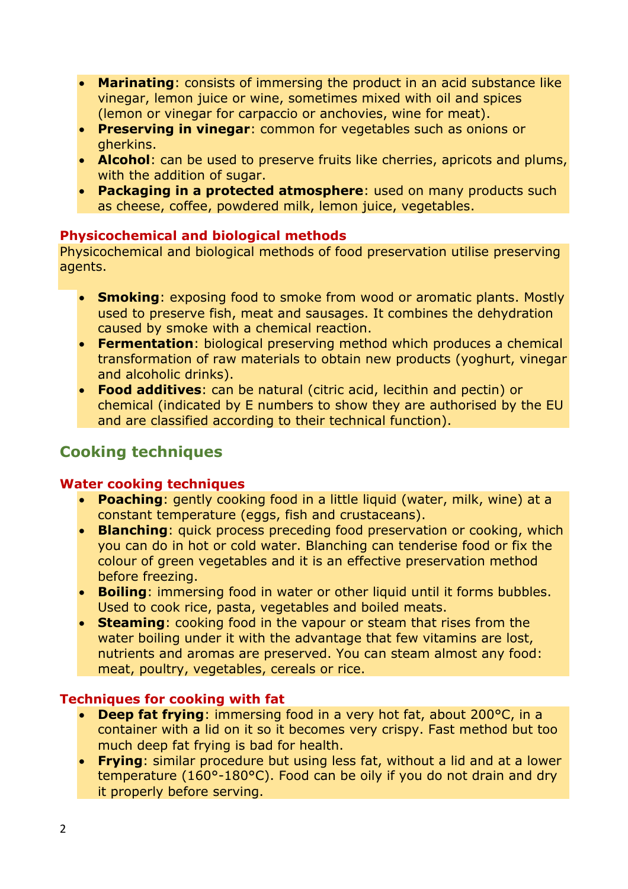- **Marinating**: consists of immersing the product in an acid substance like vinegar, lemon juice or wine, sometimes mixed with oil and spices (lemon or vinegar for carpaccio or anchovies, wine for meat).
- **Preserving in vinegar**: common for vegetables such as onions or gherkins.
- **Alcohol**: can be used to preserve fruits like cherries, apricots and plums, with the addition of sugar.
- **Packaging in a protected atmosphere**: used on many products such as cheese, coffee, powdered milk, lemon juice, vegetables.

### Physicochemical and biological methods

Physicochemical and biological methods of food preservation utilise preserving agents.

- **Smoking**: exposing food to smoke from wood or aromatic plants. Mostly used to preserve fish, meat and sausages. It combines the dehydration caused by smoke with a chemical reaction.
- **Fermentation**: biological preserving method which produces a chemical transformation of raw materials to obtain new products (yoghurt, vinegar and alcoholic drinks).
- **Food additives**: can be natural (citric acid, lecithin and pectin) or chemical (indicated by E numbers to show they are authorised by the EU and are classified according to their technical function).

## Cooking techniques

### Water cooking techniques

- **Poaching**: gently cooking food in a little liquid (water, milk, wine) at a constant temperature (eggs, fish and crustaceans).
- **Blanching**: quick process preceding food preservation or cooking, which you can do in hot or cold water. Blanching can tenderise food or fix the colour of green vegetables and it is an effective preservation method before freezing.
- **Boiling**: immersing food in water or other liquid until it forms bubbles. Used to cook rice, pasta, vegetables and boiled meats.
- **Steaming**: cooking food in the vapour or steam that rises from the water boiling under it with the advantage that few vitamins are lost, nutrients and aromas are preserved. You can steam almost any food: meat, poultry, vegetables, cereals or rice.

### Techniques for cooking with fat

- **Deep fat frying**: immersing food in a very hot fat, about 200°C, in a container with a lid on it so it becomes very crispy. Fast method but too much deep fat frying is bad for health.
- **Frying**: similar procedure but using less fat, without a lid and at a lower temperature (160°-180°C). Food can be oily if you do not drain and dry it properly before serving.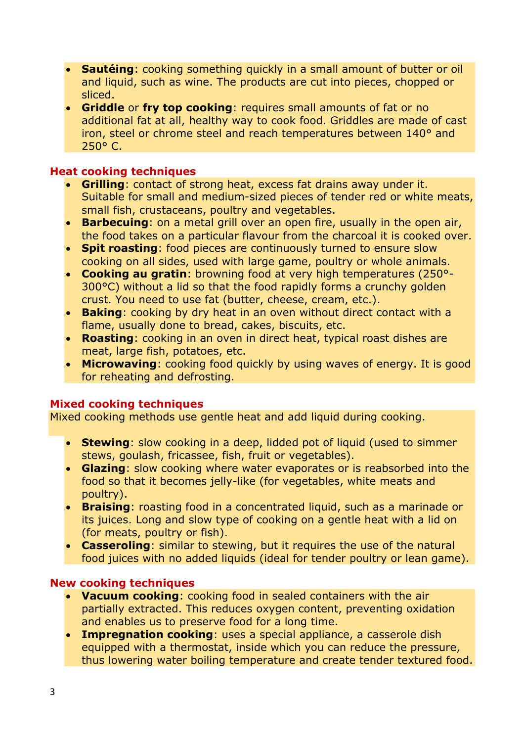- **Sautéing**: cooking something quickly in a small amount of butter or oil and liquid, such as wine. The products are cut into pieces, chopped or sliced.
- **Griddle** or **fry top cooking**: requires small amounts of fat or no additional fat at all, healthy way to cook food. Griddles are made of cast iron, steel or chrome steel and reach temperatures between 140° and 250° C.

### Heat cooking techniques

- **Grilling**: contact of strong heat, excess fat drains away under it. Suitable for small and medium-sized pieces of tender red or white meats, small fish, crustaceans, poultry and vegetables.
- **Barbecuing**: on a metal grill over an open fire, usually in the open air, the food takes on a particular flavour from the charcoal it is cooked over.
- **Spit roasting**: food pieces are continuously turned to ensure slow cooking on all sides, used with large game, poultry or whole animals.
- **Cooking au gratin**: browning food at very high temperatures (250°-300°C) without a lid so that the food rapidly forms a crunchy golden crust. You need to use fat (butter, cheese, cream, etc.).
- **Baking**: cooking by dry heat in an oven without direct contact with a flame, usually done to bread, cakes, biscuits, etc.
- **Roasting**: cooking in an oven in direct heat, typical roast dishes are meat, large fish, potatoes, etc.
- **Microwaving**: cooking food quickly by using waves of energy. It is good for reheating and defrosting.

### Mixed cooking techniques

Mixed cooking methods use gentle heat and add liquid during cooking.

- **Stewing**: slow cooking in a deep, lidded pot of liquid (used to simmer stews, goulash, fricassee, fish, fruit or vegetables).
- **Glazing**: slow cooking where water evaporates or is reabsorbed into the food so that it becomes jelly-like (for vegetables, white meats and poultry).
- **Braising**: roasting food in a concentrated liquid, such as a marinade or its juices. Long and slow type of cooking on a gentle heat with a lid on (for meats, poultry or fish).
- **Casseroling**: similar to stewing, but it requires the use of the natural food juices with no added liquids (ideal for tender poultry or lean game).

### New cooking techniques

- **Vacuum cooking**: cooking food in sealed containers with the air partially extracted. This reduces oxygen content, preventing oxidation and enables us to preserve food for a long time.
- **Impregnation cooking**: uses a special appliance, a casserole dish equipped with a thermostat, inside which you can reduce the pressure, thus lowering water boiling temperature and create tender textured food.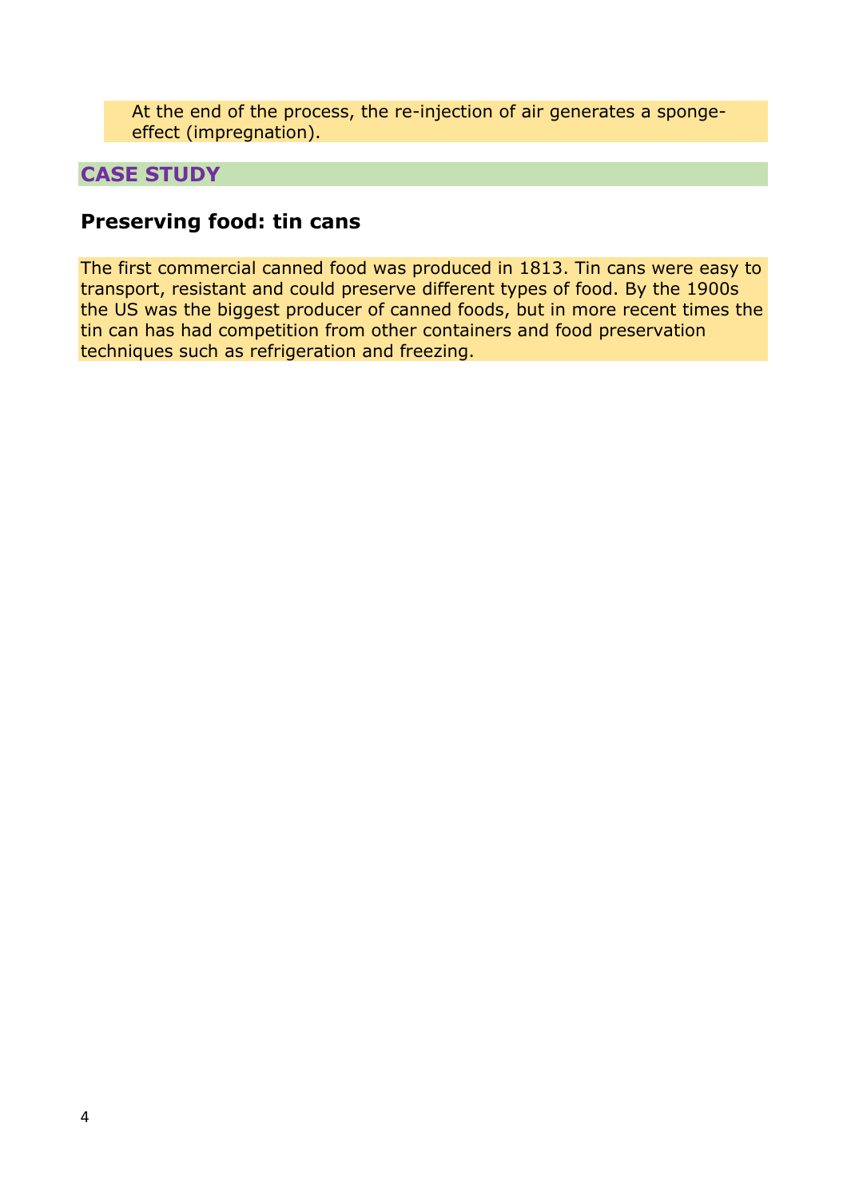At the end of the process, the re-injection of air generates a sponge-effect (impregnation).

## CASE STUDY

### Preserving food: tin cans

The first commercial canned food was produced in 1813. Tin cans were easy to transport, resistant and could preserve different types of food. By the 1900s the US was the biggest producer of canned foods, but in more recent times the tin can has had competition from other containers and food preservation techniques such as refrigeration and freezing.